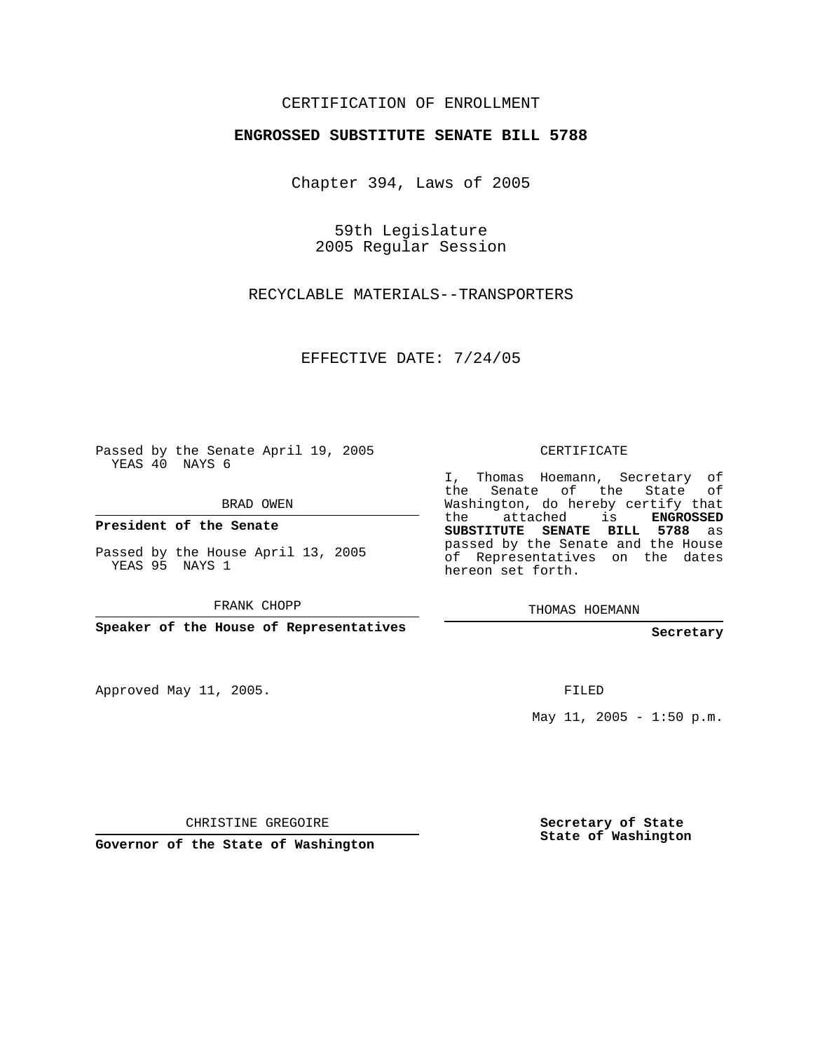CERTIFICATION OF ENROLLMENT

**ENGROSSED SUBSTITUTE SENATE BILL 5788**

Chapter 394, Laws of 2005

59th Legislature
2005 Regular Session

RECYCLABLE MATERIALS--TRANSPORTERS

EFFECTIVE DATE: 7/24/05

Passed by the Senate April 19, 2005
YEAS 40 NAYS 6

BRAD OWEN

**President of the Senate**

Passed by the House April 13, 2005
YEAS 95 NAYS 1

FRANK CHOPP

**Speaker of the House of Representatives**

Approved May 11, 2005.

CHRISTINE GREGOIRE

**Governor of the State of Washington**

CERTIFICATE

I, Thomas Hoemann, Secretary of the Senate of the State of Washington, do hereby certify that the attached is **ENGROSSED SUBSTITUTE SENATE BILL 5788** as passed by the Senate and the House of Representatives on the dates hereon set forth.

THOMAS HOEMANN

**Secretary**

FILED

May 11, 2005 - 1:50 p.m.

**Secretary of State**
**State of Washington**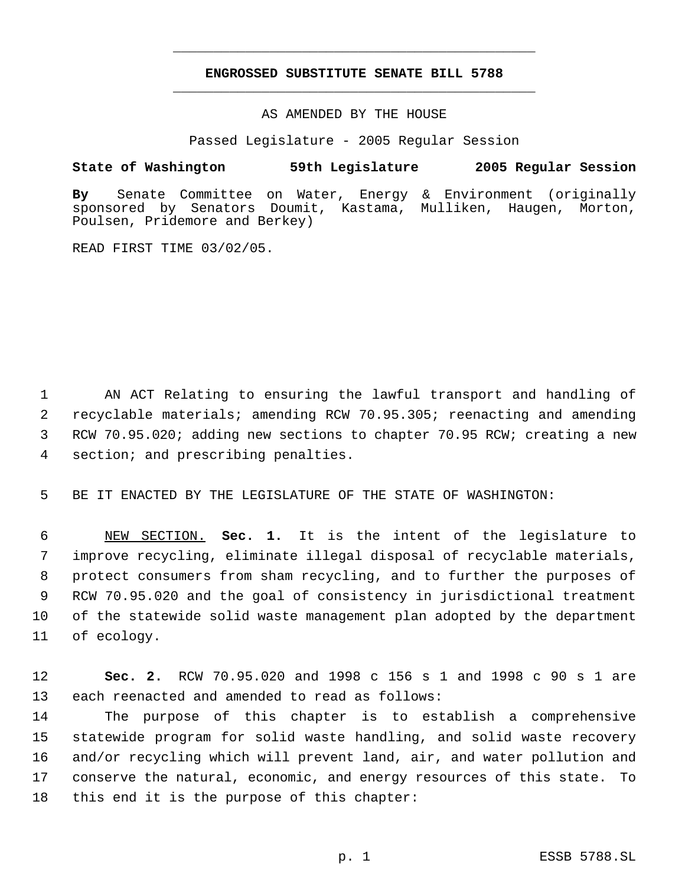# ENGROSSED SUBSTITUTE SENATE BILL 5788

AS AMENDED BY THE HOUSE

Passed Legislature - 2005 Regular Session

**State of Washington 59th Legislature 2005 Regular Session**

**By** Senate Committee on Water, Energy & Environment (originally sponsored by Senators Doumit, Kastama, Mulliken, Haugen, Morton, Poulsen, Pridemore and Berkey)

READ FIRST TIME 03/02/05.

AN ACT Relating to ensuring the lawful transport and handling of recyclable materials; amending RCW 70.95.305; reenacting and amending RCW 70.95.020; adding new sections to chapter 70.95 RCW; creating a new section; and prescribing penalties.

BE IT ENACTED BY THE LEGISLATURE OF THE STATE OF WASHINGTON:

NEW SECTION. **Sec. 1.** It is the intent of the legislature to improve recycling, eliminate illegal disposal of recyclable materials, protect consumers from sham recycling, and to further the purposes of RCW 70.95.020 and the goal of consistency in jurisdictional treatment of the statewide solid waste management plan adopted by the department of ecology.

**Sec. 2.** RCW 70.95.020 and 1998 c 156 s 1 and 1998 c 90 s 1 are each reenacted and amended to read as follows:

The purpose of this chapter is to establish a comprehensive statewide program for solid waste handling, and solid waste recovery and/or recycling which will prevent land, air, and water pollution and conserve the natural, economic, and energy resources of this state. To this end it is the purpose of this chapter: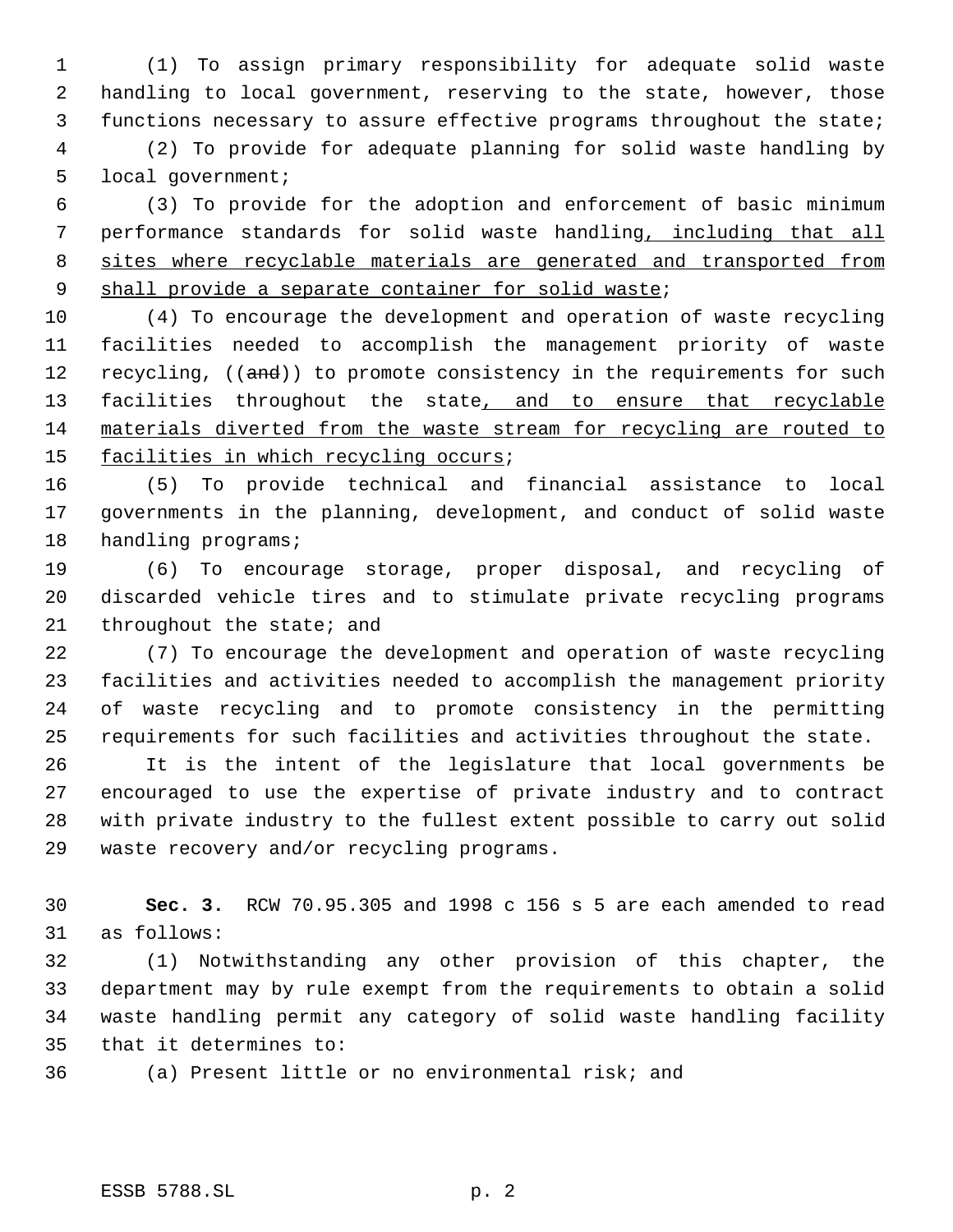(1) To assign primary responsibility for adequate solid waste handling to local government, reserving to the state, however, those functions necessary to assure effective programs throughout the state;

(2) To provide for adequate planning for solid waste handling by local government;

(3) To provide for the adoption and enforcement of basic minimum performance standards for solid waste handling, including that all sites where recyclable materials are generated and transported from shall provide a separate container for solid waste;

(4) To encourage the development and operation of waste recycling facilities needed to accomplish the management priority of waste recycling, ((and)) to promote consistency in the requirements for such facilities throughout the state, and to ensure that recyclable materials diverted from the waste stream for recycling are routed to facilities in which recycling occurs;

(5) To provide technical and financial assistance to local governments in the planning, development, and conduct of solid waste handling programs;

(6) To encourage storage, proper disposal, and recycling of discarded vehicle tires and to stimulate private recycling programs throughout the state; and

(7) To encourage the development and operation of waste recycling facilities and activities needed to accomplish the management priority of waste recycling and to promote consistency in the permitting requirements for such facilities and activities throughout the state.

It is the intent of the legislature that local governments be encouraged to use the expertise of private industry and to contract with private industry to the fullest extent possible to carry out solid waste recovery and/or recycling programs.

**Sec. 3.** RCW 70.95.305 and 1998 c 156 s 5 are each amended to read as follows:

(1) Notwithstanding any other provision of this chapter, the department may by rule exempt from the requirements to obtain a solid waste handling permit any category of solid waste handling facility that it determines to:

(a) Present little or no environmental risk; and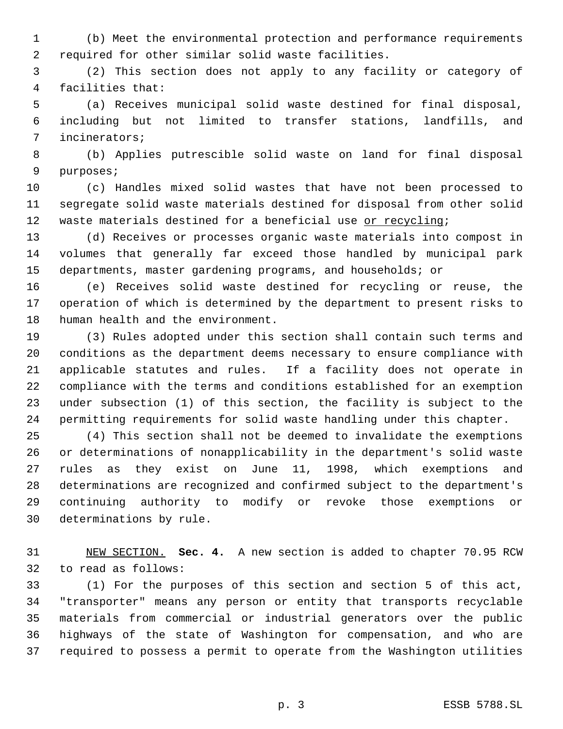(b) Meet the environmental protection and performance requirements required for other similar solid waste facilities.

(2) This section does not apply to any facility or category of facilities that:

(a) Receives municipal solid waste destined for final disposal, including but not limited to transfer stations, landfills, and incinerators;

(b) Applies putrescible solid waste on land for final disposal purposes;

(c) Handles mixed solid wastes that have not been processed to segregate solid waste materials destined for disposal from other solid waste materials destined for a beneficial use <u>or recycling</u>;

(d) Receives or processes organic waste materials into compost in volumes that generally far exceed those handled by municipal park departments, master gardening programs, and households; or

(e) Receives solid waste destined for recycling or reuse, the operation of which is determined by the department to present risks to human health and the environment.

(3) Rules adopted under this section shall contain such terms and conditions as the department deems necessary to ensure compliance with applicable statutes and rules. If a facility does not operate in compliance with the terms and conditions established for an exemption under subsection (1) of this section, the facility is subject to the permitting requirements for solid waste handling under this chapter.

(4) This section shall not be deemed to invalidate the exemptions or determinations of nonapplicability in the department's solid waste rules as they exist on June 11, 1998, which exemptions and determinations are recognized and confirmed subject to the department's continuing authority to modify or revoke those exemptions or determinations by rule.

<u>NEW SECTION.</u> **Sec. 4.** A new section is added to chapter 70.95 RCW to read as follows:

(1) For the purposes of this section and section 5 of this act, "transporter" means any person or entity that transports recyclable materials from commercial or industrial generators over the public highways of the state of Washington for compensation, and who are required to possess a permit to operate from the Washington utilities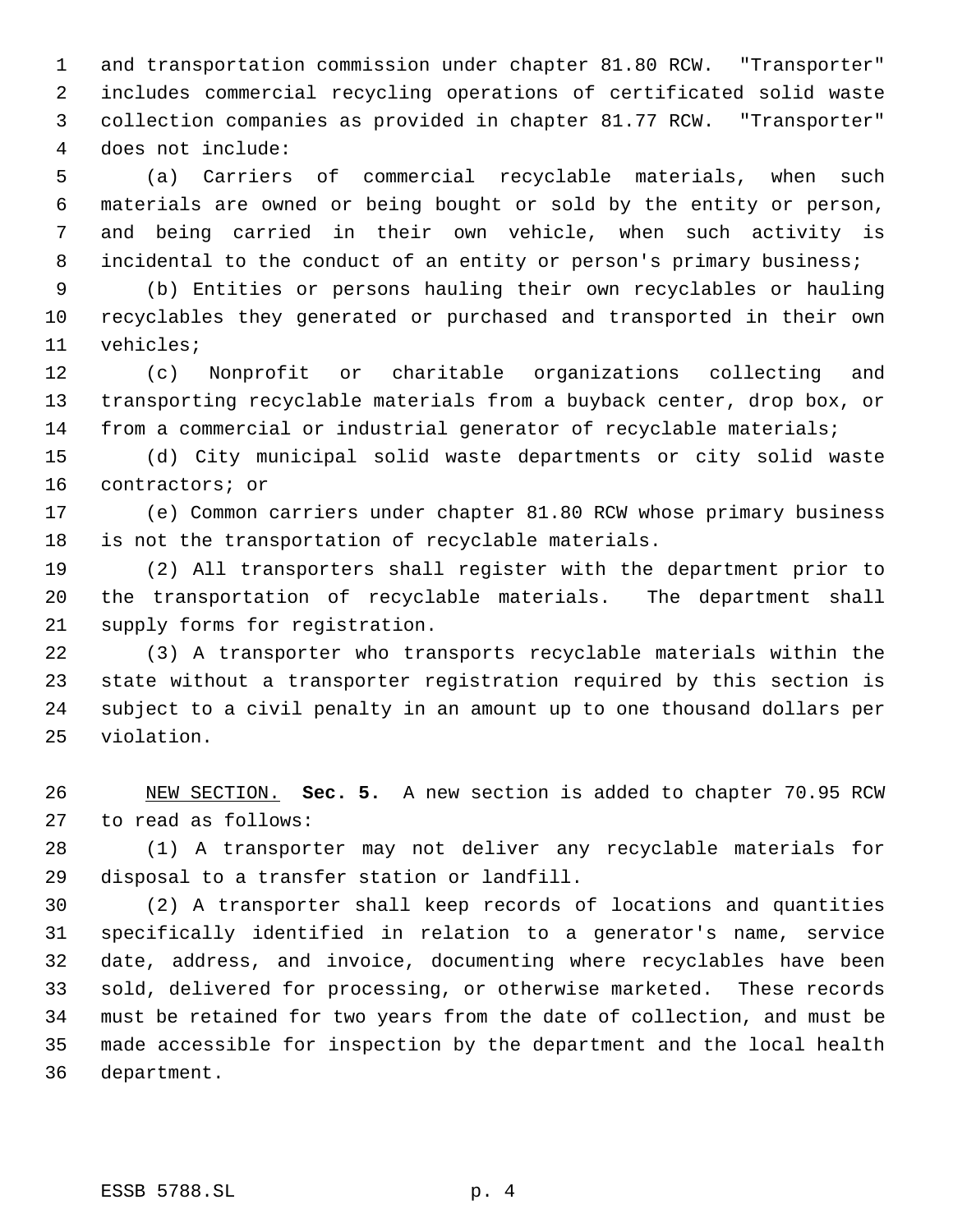and transportation commission under chapter 81.80 RCW. "Transporter" includes commercial recycling operations of certificated solid waste collection companies as provided in chapter 81.77 RCW. "Transporter" does not include:

(a) Carriers of commercial recyclable materials, when such materials are owned or being bought or sold by the entity or person, and being carried in their own vehicle, when such activity is incidental to the conduct of an entity or person's primary business;

(b) Entities or persons hauling their own recyclables or hauling recyclables they generated or purchased and transported in their own vehicles;

(c) Nonprofit or charitable organizations collecting and transporting recyclable materials from a buyback center, drop box, or from a commercial or industrial generator of recyclable materials;

(d) City municipal solid waste departments or city solid waste contractors; or

(e) Common carriers under chapter 81.80 RCW whose primary business is not the transportation of recyclable materials.

(2) All transporters shall register with the department prior to the transportation of recyclable materials. The department shall supply forms for registration.

(3) A transporter who transports recyclable materials within the state without a transporter registration required by this section is subject to a civil penalty in an amount up to one thousand dollars per violation.

NEW SECTION. **Sec. 5.** A new section is added to chapter 70.95 RCW to read as follows:

(1) A transporter may not deliver any recyclable materials for disposal to a transfer station or landfill.

(2) A transporter shall keep records of locations and quantities specifically identified in relation to a generator's name, service date, address, and invoice, documenting where recyclables have been sold, delivered for processing, or otherwise marketed. These records must be retained for two years from the date of collection, and must be made accessible for inspection by the department and the local health department.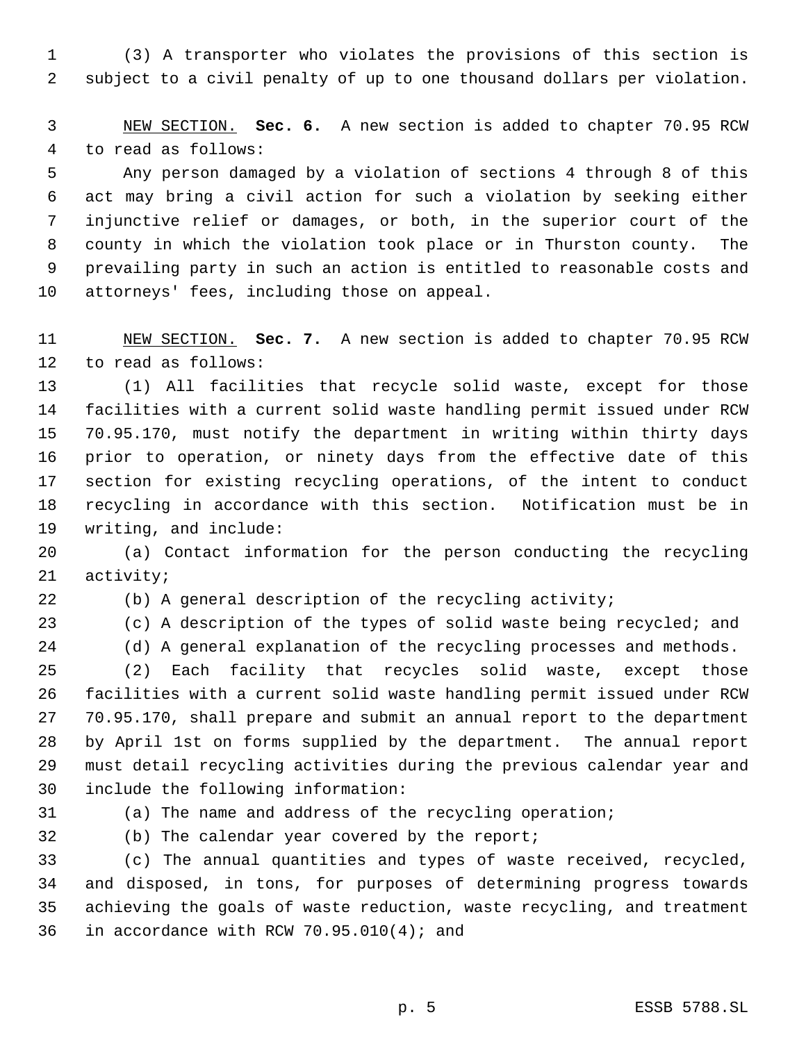(3) A transporter who violates the provisions of this section is subject to a civil penalty of up to one thousand dollars per violation.

NEW SECTION. **Sec. 6.** A new section is added to chapter 70.95 RCW to read as follows:

Any person damaged by a violation of sections 4 through 8 of this act may bring a civil action for such a violation by seeking either injunctive relief or damages, or both, in the superior court of the county in which the violation took place or in Thurston county. The prevailing party in such an action is entitled to reasonable costs and attorneys' fees, including those on appeal.

NEW SECTION. **Sec. 7.** A new section is added to chapter 70.95 RCW to read as follows:

(1) All facilities that recycle solid waste, except for those facilities with a current solid waste handling permit issued under RCW 70.95.170, must notify the department in writing within thirty days prior to operation, or ninety days from the effective date of this section for existing recycling operations, of the intent to conduct recycling in accordance with this section. Notification must be in writing, and include:

(a) Contact information for the person conducting the recycling activity;

(b) A general description of the recycling activity;

(c) A description of the types of solid waste being recycled; and

(d) A general explanation of the recycling processes and methods.

(2) Each facility that recycles solid waste, except those facilities with a current solid waste handling permit issued under RCW 70.95.170, shall prepare and submit an annual report to the department by April 1st on forms supplied by the department. The annual report must detail recycling activities during the previous calendar year and include the following information:

(a) The name and address of the recycling operation;

(b) The calendar year covered by the report;

(c) The annual quantities and types of waste received, recycled, and disposed, in tons, for purposes of determining progress towards achieving the goals of waste reduction, waste recycling, and treatment in accordance with RCW 70.95.010(4); and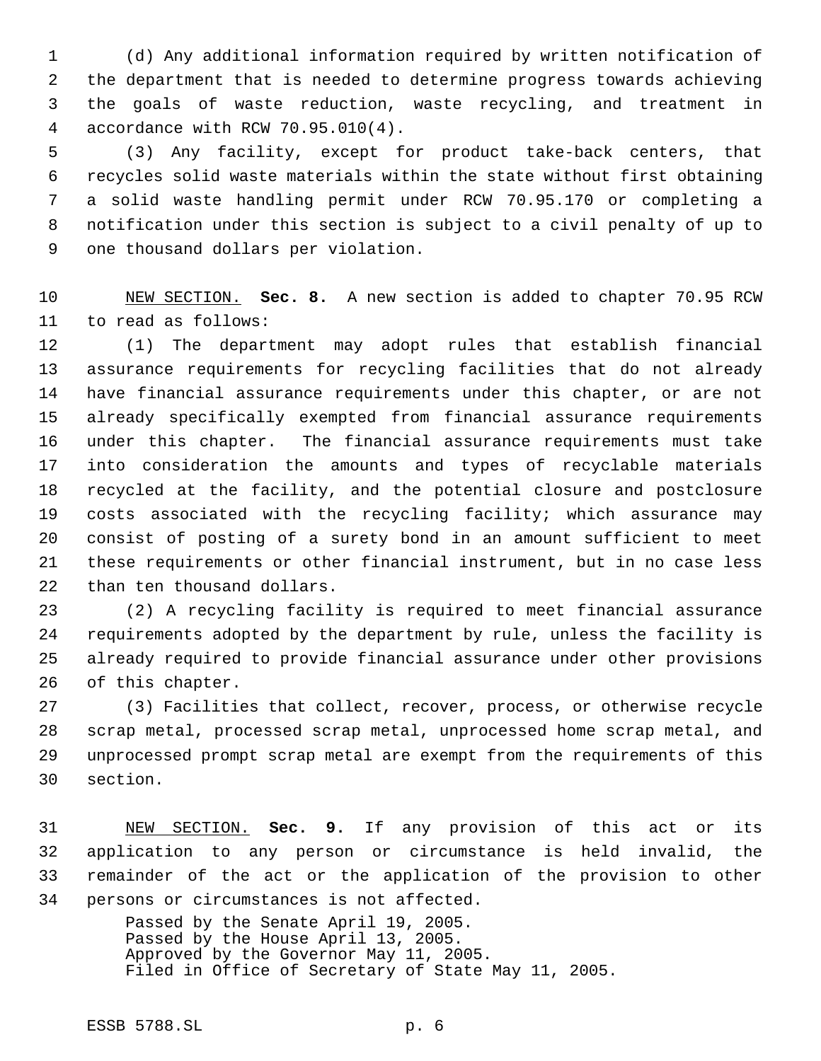(d) Any additional information required by written notification of the department that is needed to determine progress towards achieving the goals of waste reduction, waste recycling, and treatment in accordance with RCW 70.95.010(4).

(3) Any facility, except for product take-back centers, that recycles solid waste materials within the state without first obtaining a solid waste handling permit under RCW 70.95.170 or completing a notification under this section is subject to a civil penalty of up to one thousand dollars per violation.

NEW SECTION. **Sec. 8.** A new section is added to chapter 70.95 RCW to read as follows:

(1) The department may adopt rules that establish financial assurance requirements for recycling facilities that do not already have financial assurance requirements under this chapter, or are not already specifically exempted from financial assurance requirements under this chapter. The financial assurance requirements must take into consideration the amounts and types of recyclable materials recycled at the facility, and the potential closure and postclosure costs associated with the recycling facility; which assurance may consist of posting of a surety bond in an amount sufficient to meet these requirements or other financial instrument, but in no case less than ten thousand dollars.

(2) A recycling facility is required to meet financial assurance requirements adopted by the department by rule, unless the facility is already required to provide financial assurance under other provisions of this chapter.

(3) Facilities that collect, recover, process, or otherwise recycle scrap metal, processed scrap metal, unprocessed home scrap metal, and unprocessed prompt scrap metal are exempt from the requirements of this section.

NEW SECTION. **Sec. 9.** If any provision of this act or its application to any person or circumstance is held invalid, the remainder of the act or the application of the provision to other persons or circumstances is not affected.

Passed by the Senate April 19, 2005.
Passed by the House April 13, 2005.
Approved by the Governor May 11, 2005.
Filed in Office of Secretary of State May 11, 2005.